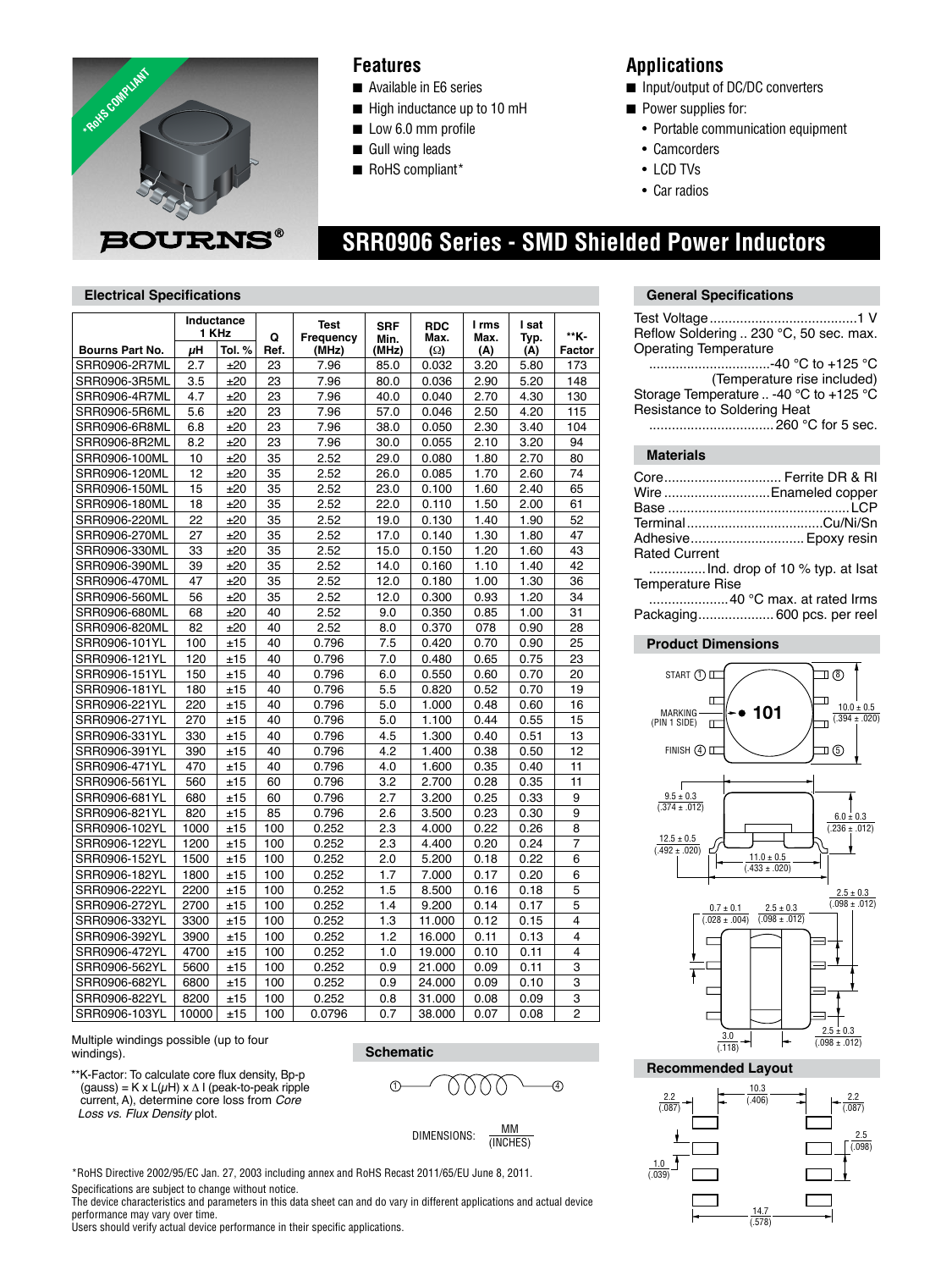# SRR0906 Series - SMD Shielded Power Inductors

## Features

- Available in E6 series
- High inductance up to 10 mH
- Low 6.0 mm profile
- Gull wing leads
- RoHS compliant*

## Applications

- Input/output of DC/DC converters
- Power supplies for:
  - Portable communication equipment
  - Camcorders
  - LCD TVs
  - Car radios

## Electrical Specifications

| Bourns Part No. | Inductance 1 KHz µH | Tol. % | Q Ref. | Test Frequency (MHz) | SRF Min. (MHz) | RDC Max. (Ω) | I rms Max. (A) | I sat Typ. (A) | **K-Factor |
|---|---|---|---|---|---|---|---|---|---|
| SRR0906-2R7ML | 2.7 | ±20 | 23 | 7.96 | 85.0 | 0.032 | 3.20 | 5.80 | 173 |
| SRR0906-3R5ML | 3.5 | ±20 | 23 | 7.96 | 80.0 | 0.036 | 2.90 | 5.20 | 148 |
| SRR0906-4R7ML | 4.7 | ±20 | 23 | 7.96 | 40.0 | 0.040 | 2.70 | 4.30 | 130 |
| SRR0906-5R6ML | 5.6 | ±20 | 23 | 7.96 | 57.0 | 0.046 | 2.50 | 4.20 | 115 |
| SRR0906-6R8ML | 6.8 | ±20 | 23 | 7.96 | 38.0 | 0.050 | 2.30 | 3.40 | 104 |
| SRR0906-8R2ML | 8.2 | ±20 | 23 | 7.96 | 30.0 | 0.055 | 2.10 | 3.20 | 94 |
| SRR0906-100ML | 10 | ±20 | 35 | 2.52 | 29.0 | 0.080 | 1.80 | 2.70 | 80 |
| SRR0906-120ML | 12 | ±20 | 35 | 2.52 | 26.0 | 0.085 | 1.70 | 2.60 | 74 |
| SRR0906-150ML | 15 | ±20 | 35 | 2.52 | 23.0 | 0.100 | 1.60 | 2.40 | 65 |
| SRR0906-180ML | 18 | ±20 | 35 | 2.52 | 22.0 | 0.110 | 1.50 | 2.00 | 61 |
| SRR0906-220ML | 22 | ±20 | 35 | 2.52 | 19.0 | 0.130 | 1.40 | 1.90 | 52 |
| SRR0906-270ML | 27 | ±20 | 35 | 2.52 | 17.0 | 0.140 | 1.30 | 1.80 | 47 |
| SRR0906-330ML | 33 | ±20 | 35 | 2.52 | 15.0 | 0.150 | 1.20 | 1.60 | 43 |
| SRR0906-390ML | 39 | ±20 | 35 | 2.52 | 14.0 | 0.160 | 1.10 | 1.40 | 42 |
| SRR0906-470ML | 47 | ±20 | 35 | 2.52 | 12.0 | 0.180 | 1.00 | 1.30 | 36 |
| SRR0906-560ML | 56 | ±20 | 35 | 2.52 | 12.0 | 0.300 | 0.93 | 1.20 | 34 |
| SRR0906-680ML | 68 | ±20 | 40 | 2.52 | 9.0 | 0.350 | 0.85 | 1.00 | 31 |
| SRR0906-820ML | 82 | ±20 | 40 | 2.52 | 8.0 | 0.370 | 078 | 0.90 | 28 |
| SRR0906-101YL | 100 | ±15 | 40 | 0.796 | 7.5 | 0.420 | 0.70 | 0.90 | 25 |
| SRR0906-121YL | 120 | ±15 | 40 | 0.796 | 7.0 | 0.480 | 0.65 | 0.75 | 23 |
| SRR0906-151YL | 150 | ±15 | 40 | 0.796 | 6.0 | 0.550 | 0.60 | 0.70 | 20 |
| SRR0906-181YL | 180 | ±15 | 40 | 0.796 | 5.5 | 0.820 | 0.52 | 0.70 | 19 |
| SRR0906-221YL | 220 | ±15 | 40 | 0.796 | 5.0 | 1.000 | 0.48 | 0.60 | 16 |
| SRR0906-271YL | 270 | ±15 | 40 | 0.796 | 5.0 | 1.100 | 0.44 | 0.55 | 15 |
| SRR0906-331YL | 330 | ±15 | 40 | 0.796 | 4.5 | 1.300 | 0.40 | 0.51 | 13 |
| SRR0906-391YL | 390 | ±15 | 40 | 0.796 | 4.2 | 1.400 | 0.38 | 0.50 | 12 |
| SRR0906-471YL | 470 | ±15 | 40 | 0.796 | 4.0 | 1.600 | 0.35 | 0.40 | 11 |
| SRR0906-561YL | 560 | ±15 | 60 | 0.796 | 3.2 | 2.700 | 0.28 | 0.35 | 11 |
| SRR0906-681YL | 680 | ±15 | 60 | 0.796 | 2.7 | 3.200 | 0.25 | 0.33 | 9 |
| SRR0906-821YL | 820 | ±15 | 85 | 0.796 | 2.6 | 3.500 | 0.23 | 0.30 | 9 |
| SRR0906-102YL | 1000 | ±15 | 100 | 0.252 | 2.3 | 4.000 | 0.22 | 0.26 | 8 |
| SRR0906-122YL | 1200 | ±15 | 100 | 0.252 | 2.3 | 4.400 | 0.20 | 0.24 | 7 |
| SRR0906-152YL | 1500 | ±15 | 100 | 0.252 | 2.0 | 5.200 | 0.18 | 0.22 | 6 |
| SRR0906-182YL | 1800 | ±15 | 100 | 0.252 | 1.7 | 7.000 | 0.17 | 0.20 | 6 |
| SRR0906-222YL | 2200 | ±15 | 100 | 0.252 | 1.5 | 8.500 | 0.16 | 0.18 | 5 |
| SRR0906-272YL | 2700 | ±15 | 100 | 0.252 | 1.4 | 9.200 | 0.14 | 0.17 | 5 |
| SRR0906-332YL | 3300 | ±15 | 100 | 0.252 | 1.3 | 11.000 | 0.12 | 0.15 | 4 |
| SRR0906-392YL | 3900 | ±15 | 100 | 0.252 | 1.2 | 16.000 | 0.11 | 0.13 | 4 |
| SRR0906-472YL | 4700 | ±15 | 100 | 0.252 | 1.0 | 19.000 | 0.10 | 0.11 | 4 |
| SRR0906-562YL | 5600 | ±15 | 100 | 0.252 | 0.9 | 21.000 | 0.09 | 0.11 | 3 |
| SRR0906-682YL | 6800 | ±15 | 100 | 0.252 | 0.9 | 24.000 | 0.09 | 0.10 | 3 |
| SRR0906-822YL | 8200 | ±15 | 100 | 0.252 | 0.8 | 31.000 | 0.08 | 0.09 | 3 |
| SRR0906-103YL | 10000 | ±15 | 100 | 0.0796 | 0.7 | 38.000 | 0.07 | 0.08 | 2 |

Multiple windings possible (up to four windings).

**K-Factor: To calculate core flux density, Bp-p (gauss) = K x L(µH) x Δ I (peak-to-peak ripple current, A), determine core loss from *Core Loss vs. Flux Density* plot.

## Schematic

DIMENSIONS: MM (INCHES)

## General Specifications

Test Voltage ....................................... 1 V
Reflow Soldering .. 230 °C, 50 sec. max.
Operating Temperature ................................ -40 °C to +125 °C (Temperature rise included)
Storage Temperature .. -40 °C to +125 °C
Resistance to Soldering Heat ................................ 260 °C for 5 sec.

## Materials

Core ............................... Ferrite DR & RI
Wire ............................ Enameled copper
Base ............................................ LCP
Terminal .................................. Cu/Ni/Sn
Adhesive .............................. Epoxy resin
Rated Current .............. Ind. drop of 10 % typ. at Isat
Temperature Rise ..................... 40 °C max. at rated Irms
Packaging .................... 600 pcs. per reel

## Product Dimensions

START ① ⑧; MARKING (PIN 1 SIDE) • 101; FINISH ④ ⑤

10.0 ± 0.5 (.394 ± .020)

9.5 ± 0.3 (.374 ± .012)

6.0 ± 0.3 (.236 ± .012)

12.5 ± 0.5 (.492 ± .020)

11.0 ± 0.5 (.433 ± .020)

0.7 ± 0.1 (.028 ± .004)

2.5 ± 0.3 (.098 ± .012)

2.5 ± 0.3 (.098 ± .012)

3.0 (.118)

2.5 ± 0.3 (.098 ± .012)

## Recommended Layout

2.2 (.087); 10.3 (.406); 2.2 (.087); 2.5 (.098); 1.0 (.039); 14.7 (.578)

*RoHS Directive 2002/95/EC Jan. 27, 2003 including annex and RoHS Recast 2011/65/EU June 8, 2011.

Specifications are subject to change without notice.

The device characteristics and parameters in this data sheet can and do vary in different applications and actual device performance may vary over time.

Users should verify actual device performance in their specific applications.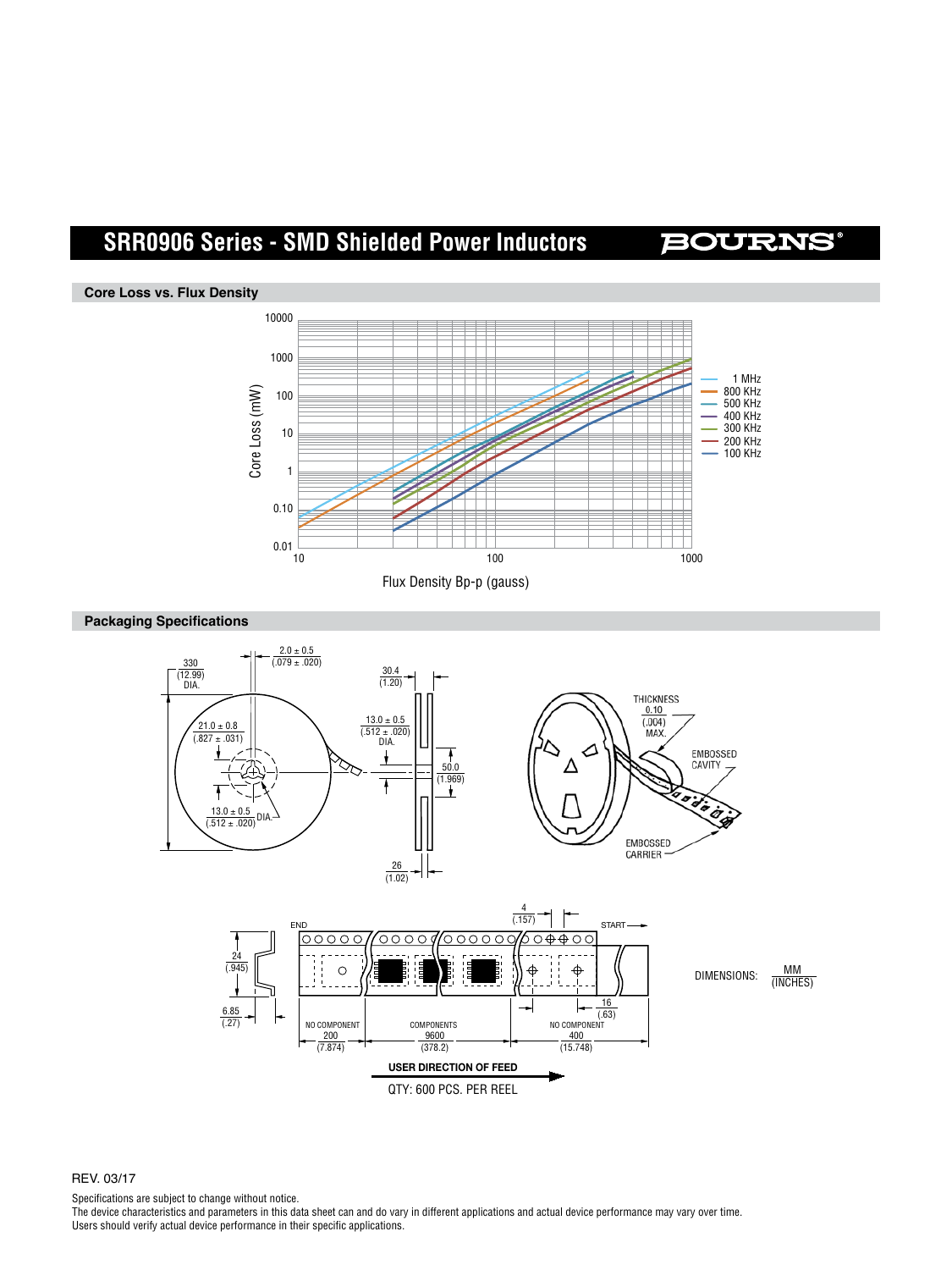# SRR0906 Series - SMD Shielded Power Inductors

## Core Loss vs. Flux Density

10000
1000
100
10
1
0.10
0.01

Core Loss (mW)

10
100
1000

Flux Density Bp-p (gauss)

1 MHz
800 KHz
500 KHz
400 KHz
300 KHz
200 KHz
100 KHz

## Packaging Specifications

330
(12.99)
DIA.

2.0 ± 0.5
(.079 ± .020)

21.0 ± 0.8
(.827 ± .031)

13.0 ± 0.5
(.512 ± .020) DIA.

30.4
(1.20)

13.0 ± 0.5
(.512 ± .020)
DIA.

50.0
(1.969)

26
(1.02)

THICKNESS
0.10
(.004)
MAX.

EMBOSSED
CAVITY

EMBOSSED
CARRIER

24
(.945)

6.85
(.27)

END

4
(.157)

START

16
(.63)

NO COMPONENT
200
(7.874)

COMPONENTS
9600
(378.2)

NO COMPONENT
400
(15.748)

**USER DIRECTION OF FEED**

QTY: 600 PCS. PER REEL

DIMENSIONS: $\frac{\text{MM}}{\text{(INCHES)}}$

REV. 03/17

Specifications are subject to change without notice.
The device characteristics and parameters in this data sheet can and do vary in different applications and actual device performance may vary over time.
Users should verify actual device performance in their specific applications.